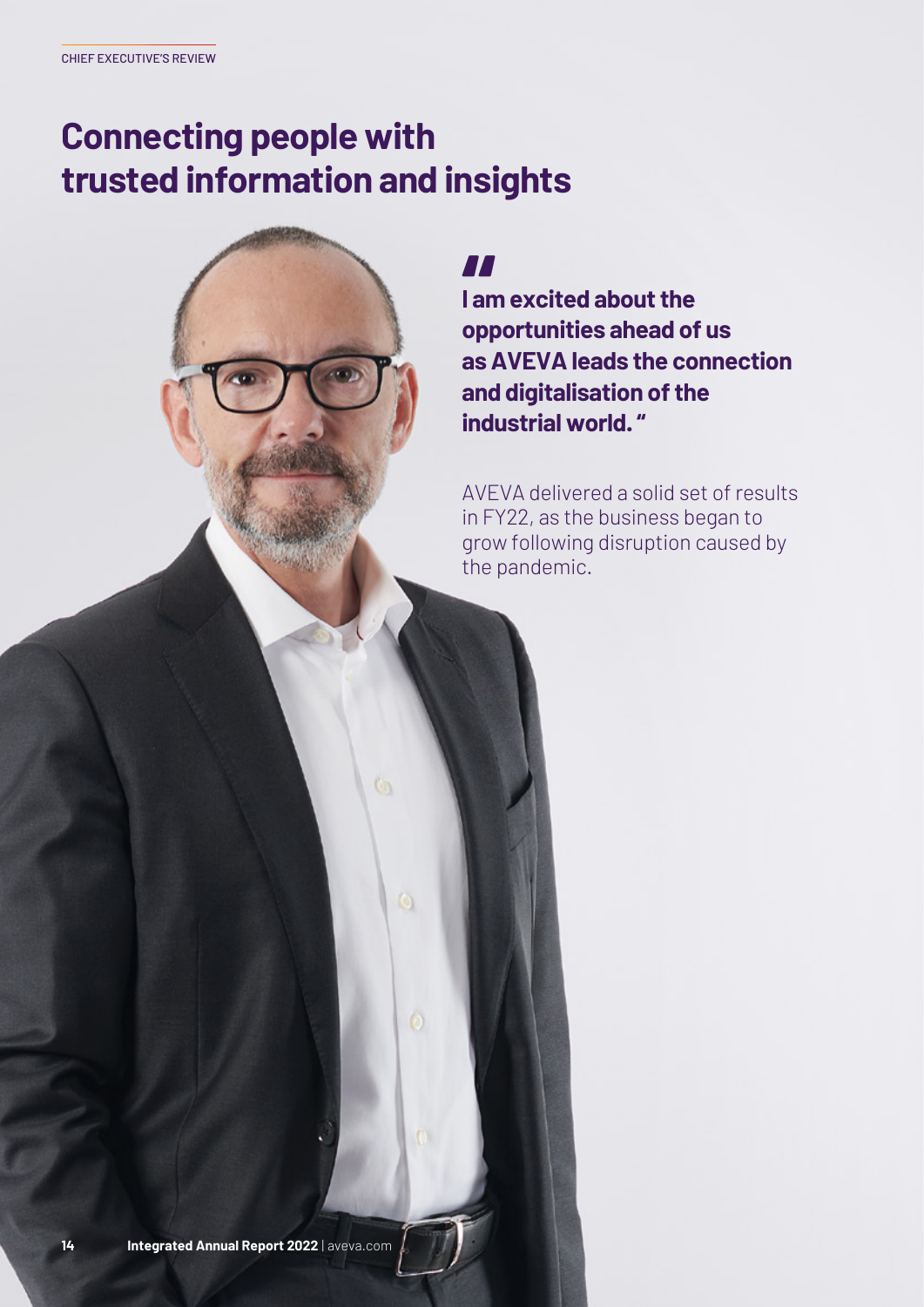CHIEF EXECUTIVE'S REVIEW

# Connecting people with trusted information and insights

**"I am excited about the opportunities ahead of us as AVEVA leads the connection and digitalisation of the industrial world."**

AVEVA delivered a solid set of results in FY22, as the business began to grow following disruption caused by the pandemic.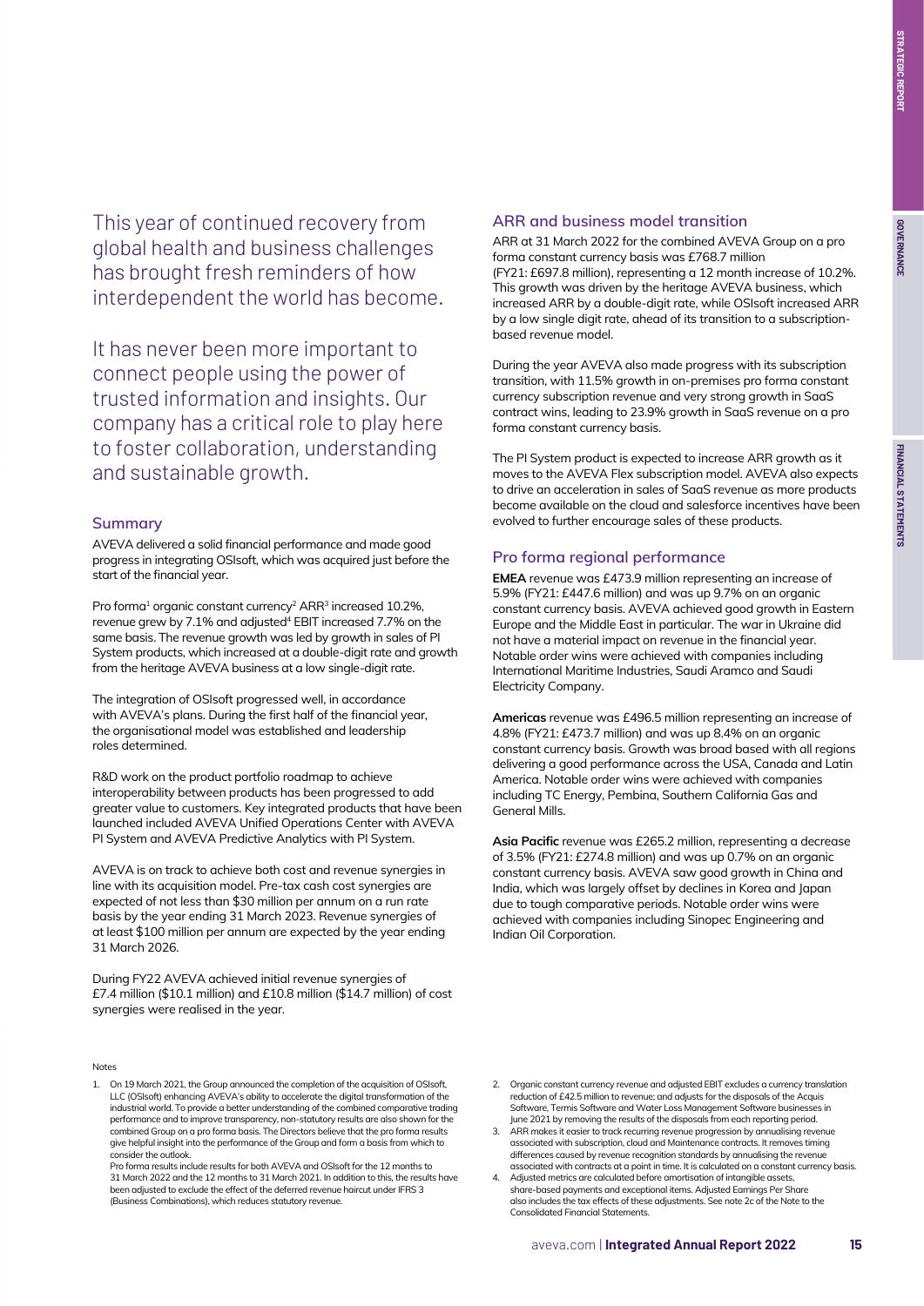This year of continued recovery from global health and business challenges has brought fresh reminders of how interdependent the world has become.

It has never been more important to connect people using the power of trusted information and insights. Our company has a critical role to play here to foster collaboration, understanding and sustainable growth.

## Summary

AVEVA delivered a solid financial performance and made good progress in integrating OSIsoft, which was acquired just before the start of the financial year.

Pro forma[1] organic constant currency[2] ARR[3] increased 10.2%, revenue grew by 7.1% and adjusted[4] EBIT increased 7.7% on the same basis. The revenue growth was led by growth in sales of PI System products, which increased at a double-digit rate and growth from the heritage AVEVA business at a low single-digit rate.

The integration of OSIsoft progressed well, in accordance with AVEVA's plans. During the first half of the financial year, the organisational model was established and leadership roles determined.

R&D work on the product portfolio roadmap to achieve interoperability between products has been progressed to add greater value to customers. Key integrated products that have been launched included AVEVA Unified Operations Center with AVEVA PI System and AVEVA Predictive Analytics with PI System.

AVEVA is on track to achieve both cost and revenue synergies in line with its acquisition model. Pre-tax cash cost synergies are expected of not less than $30 million per annum on a run rate basis by the year ending 31 March 2023. Revenue synergies of at least $100 million per annum are expected by the year ending 31 March 2026.

During FY22 AVEVA achieved initial revenue synergies of £7.4 million ($10.1 million) and £10.8 million ($14.7 million) of cost synergies were realised in the year.

## ARR and business model transition

ARR at 31 March 2022 for the combined AVEVA Group on a pro forma constant currency basis was £768.7 million (FY21: £697.8 million), representing a 12 month increase of 10.2%. This growth was driven by the heritage AVEVA business, which increased ARR by a double-digit rate, while OSIsoft increased ARR by a low single digit rate, ahead of its transition to a subscription-based revenue model.

During the year AVEVA also made progress with its subscription transition, with 11.5% growth in on-premises pro forma constant currency subscription revenue and very strong growth in SaaS contract wins, leading to 23.9% growth in SaaS revenue on a pro forma constant currency basis.

The PI System product is expected to increase ARR growth as it moves to the AVEVA Flex subscription model. AVEVA also expects to drive an acceleration in sales of SaaS revenue as more products become available on the cloud and salesforce incentives have been evolved to further encourage sales of these products.

## Pro forma regional performance

**EMEA** revenue was £473.9 million representing an increase of 5.9% (FY21: £447.6 million) and was up 9.7% on an organic constant currency basis. AVEVA achieved good growth in Eastern Europe and the Middle East in particular. The war in Ukraine did not have a material impact on revenue in the financial year. Notable order wins were achieved with companies including International Maritime Industries, Saudi Aramco and Saudi Electricity Company.

**Americas** revenue was £496.5 million representing an increase of 4.8% (FY21: £473.7 million) and was up 8.4% on an organic constant currency basis. Growth was broad based with all regions delivering a good performance across the USA, Canada and Latin America. Notable order wins were achieved with companies including TC Energy, Pembina, Southern California Gas and General Mills.

**Asia Pacific** revenue was £265.2 million, representing a decrease of 3.5% (FY21: £274.8 million) and was up 0.7% on an organic constant currency basis. AVEVA saw good growth in China and India, which was largely offset by declines in Korea and Japan due to tough comparative periods. Notable order wins were achieved with companies including Sinopec Engineering and Indian Oil Corporation.

Notes

1. On 19 March 2021, the Group announced the completion of the acquisition of OSIsoft, LLC (OSIsoft) enhancing AVEVA's ability to accelerate the digital transformation of the industrial world. To provide a better understanding of the combined comparative trading performance and to improve transparency, non-statutory results are also shown for the combined Group on a pro forma basis. The Directors believe that the pro forma results give helpful insight into the performance of the Group and form a basis from which to consider the outlook.
   Pro forma results include results for both AVEVA and OSIsoft for the 12 months to 31 March 2022 and the 12 months to 31 March 2021. In addition to this, the results have been adjusted to exclude the effect of the deferred revenue haircut under IFRS 3 (Business Combinations), which reduces statutory revenue.
2. Organic constant currency revenue and adjusted EBIT excludes a currency translation reduction of £42.5 million to revenue; and adjusts for the disposals of the Acquis Software, Termis Software and Water Loss Management Software businesses in June 2021 by removing the results of the disposals from each reporting period.
3. ARR makes it easier to track recurring revenue progression by annualising revenue associated with subscription, cloud and Maintenance contracts. It removes timing differences caused by revenue recognition standards by annualising the revenue associated with contracts at a point in time. It is calculated on a constant currency basis.
4. Adjusted metrics are calculated before amortisation of intangible assets, share-based payments and exceptional items. Adjusted Earnings Per Share also includes the tax effects of these adjustments. See note 2c of the Note to the Consolidated Financial Statements.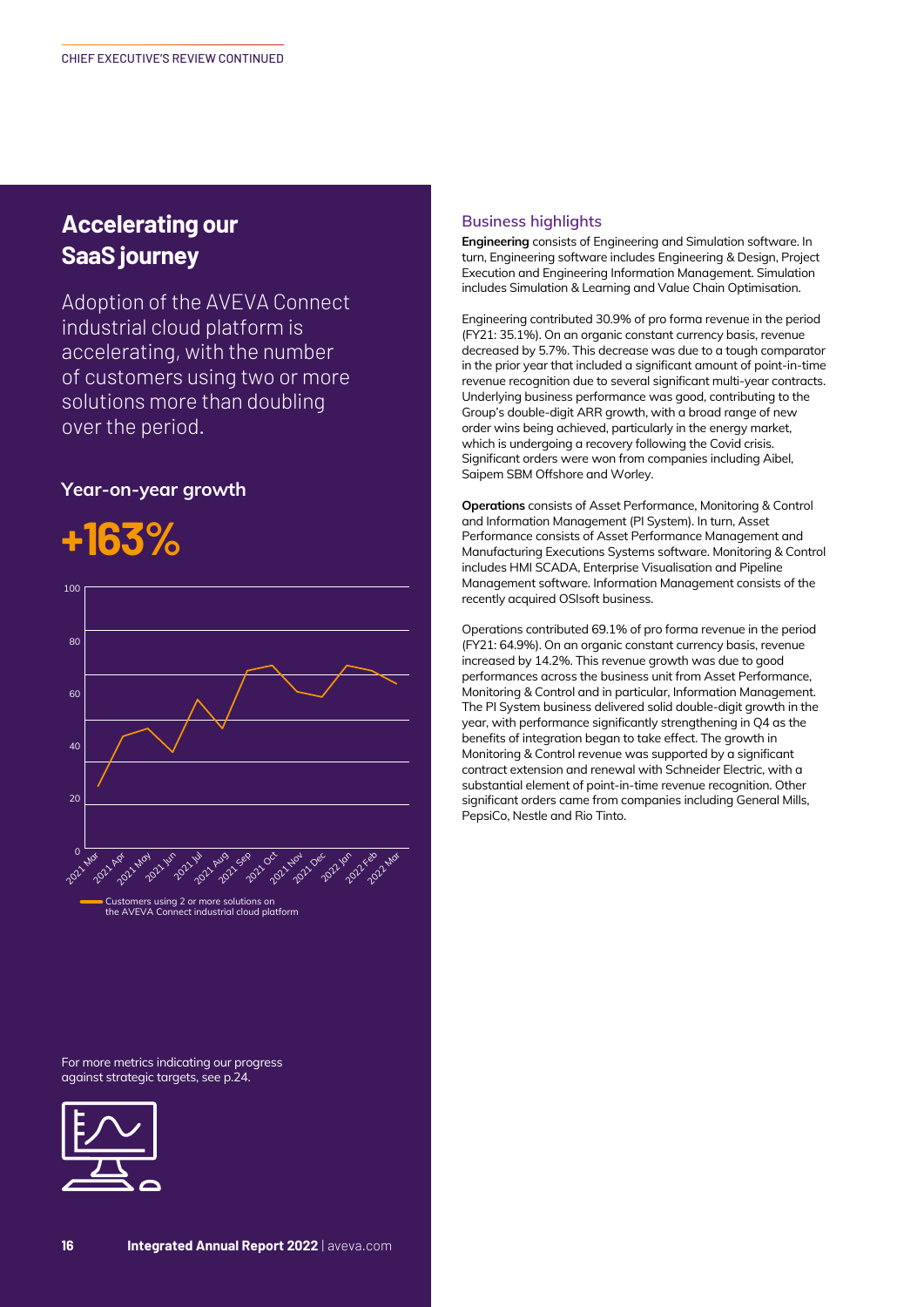## Accelerating our SaaS journey

Adoption of the AVEVA Connect industrial cloud platform is accelerating, with the number of customers using two or more solutions more than doubling over the period.

### Year-on-year growth

**+163%**

Customers using 2 or more solutions on the AVEVA Connect industrial cloud platform

For more metrics indicating our progress against strategic targets, see p.24.

### Business highlights

**Engineering** consists of Engineering and Simulation software. In turn, Engineering software includes Engineering & Design, Project Execution and Engineering Information Management. Simulation includes Simulation & Learning and Value Chain Optimisation.

Engineering contributed 30.9% of pro forma revenue in the period (FY21: 35.1%). On an organic constant currency basis, revenue decreased by 5.7%. This decrease was due to a tough comparator in the prior year that included a significant amount of point-in-time revenue recognition due to several significant multi-year contracts. Underlying business performance was good, contributing to the Group's double-digit ARR growth, with a broad range of new order wins being achieved, particularly in the energy market, which is undergoing a recovery following the Covid crisis. Significant orders were won from companies including Aibel, Saipem SBM Offshore and Worley.

**Operations** consists of Asset Performance, Monitoring & Control and Information Management (PI System). In turn, Asset Performance consists of Asset Performance Management and Manufacturing Executions Systems software. Monitoring & Control includes HMI SCADA, Enterprise Visualisation and Pipeline Management software. Information Management consists of the recently acquired OSIsoft business.

Operations contributed 69.1% of pro forma revenue in the period (FY21: 64.9%). On an organic constant currency basis, revenue increased by 14.2%. This revenue growth was due to good performances across the business unit from Asset Performance, Monitoring & Control and in particular, Information Management. The PI System business delivered solid double-digit growth in the year, with performance significantly strengthening in Q4 as the benefits of integration began to take effect. The growth in Monitoring & Control revenue was supported by a significant contract extension and renewal with Schneider Electric, with a substantial element of point-in-time revenue recognition. Other significant orders came from companies including General Mills, PepsiCo, Nestle and Rio Tinto.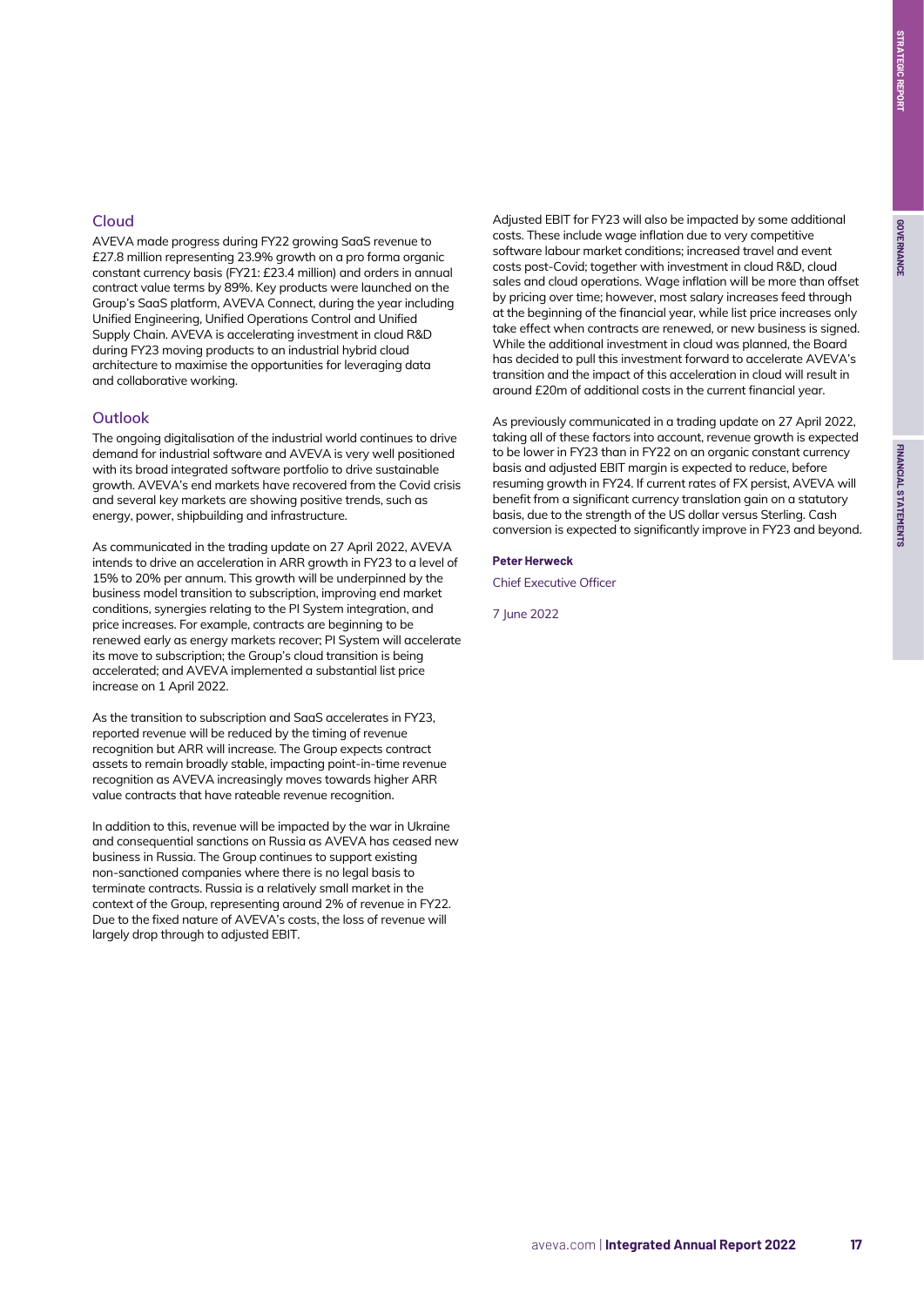## Cloud

AVEVA made progress during FY22 growing SaaS revenue to £27.8 million representing 23.9% growth on a pro forma organic constant currency basis (FY21: £23.4 million) and orders in annual contract value terms by 89%. Key products were launched on the Group's SaaS platform, AVEVA Connect, during the year including Unified Engineering, Unified Operations Control and Unified Supply Chain. AVEVA is accelerating investment in cloud R&D during FY23 moving products to an industrial hybrid cloud architecture to maximise the opportunities for leveraging data and collaborative working.

## Outlook

The ongoing digitalisation of the industrial world continues to drive demand for industrial software and AVEVA is very well positioned with its broad integrated software portfolio to drive sustainable growth. AVEVA's end markets have recovered from the Covid crisis and several key markets are showing positive trends, such as energy, power, shipbuilding and infrastructure.

As communicated in the trading update on 27 April 2022, AVEVA intends to drive an acceleration in ARR growth in FY23 to a level of 15% to 20% per annum. This growth will be underpinned by the business model transition to subscription, improving end market conditions, synergies relating to the PI System integration, and price increases. For example, contracts are beginning to be renewed early as energy markets recover; PI System will accelerate its move to subscription; the Group's cloud transition is being accelerated; and AVEVA implemented a substantial list price increase on 1 April 2022.

As the transition to subscription and SaaS accelerates in FY23, reported revenue will be reduced by the timing of revenue recognition but ARR will increase. The Group expects contract assets to remain broadly stable, impacting point-in-time revenue recognition as AVEVA increasingly moves towards higher ARR value contracts that have rateable revenue recognition.

In addition to this, revenue will be impacted by the war in Ukraine and consequential sanctions on Russia as AVEVA has ceased new business in Russia. The Group continues to support existing non-sanctioned companies where there is no legal basis to terminate contracts. Russia is a relatively small market in the context of the Group, representing around 2% of revenue in FY22. Due to the fixed nature of AVEVA's costs, the loss of revenue will largely drop through to adjusted EBIT.

Adjusted EBIT for FY23 will also be impacted by some additional costs. These include wage inflation due to very competitive software labour market conditions; increased travel and event costs post-Covid; together with investment in cloud R&D, cloud sales and cloud operations. Wage inflation will be more than offset by pricing over time; however, most salary increases feed through at the beginning of the financial year, while list price increases only take effect when contracts are renewed, or new business is signed. While the additional investment in cloud was planned, the Board has decided to pull this investment forward to accelerate AVEVA's transition and the impact of this acceleration in cloud will result in around £20m of additional costs in the current financial year.

As previously communicated in a trading update on 27 April 2022, taking all of these factors into account, revenue growth is expected to be lower in FY23 than in FY22 on an organic constant currency basis and adjusted EBIT margin is expected to reduce, before resuming growth in FY24. If current rates of FX persist, AVEVA will benefit from a significant currency translation gain on a statutory basis, due to the strength of the US dollar versus Sterling. Cash conversion is expected to significantly improve in FY23 and beyond.

**Peter Herweck**

Chief Executive Officer

7 June 2022